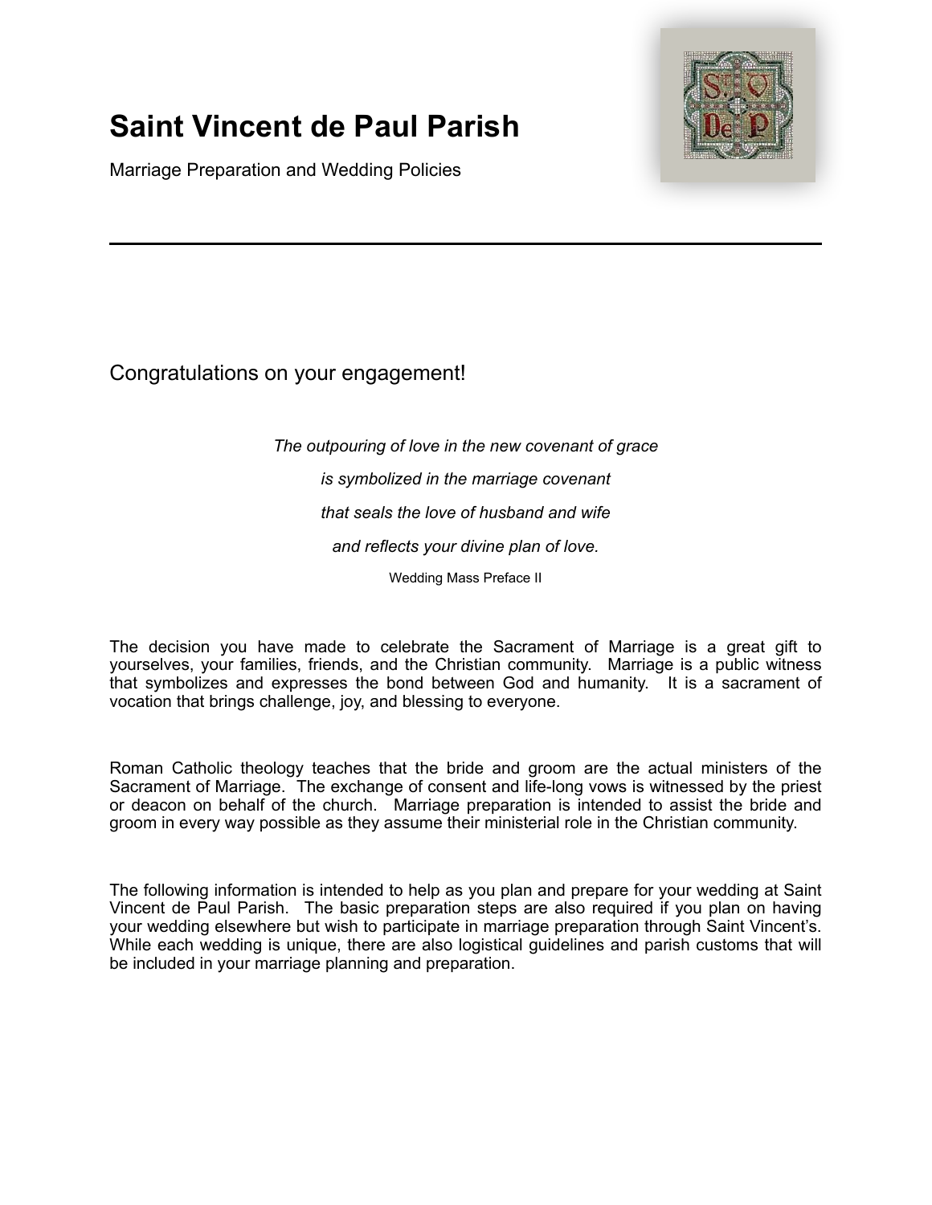# Saint Vincent de Paul Parish

Marriage Preparation and Wedding Policies

---

Congratulations on your engagement!

*The outpouring of love in the new covenant of grace*

*is symbolized in the marriage covenant*

*that seals the love of husband and wife*

*and reflects your divine plan of love.*

Wedding Mass Preface II

The decision you have made to celebrate the Sacrament of Marriage is a great gift to yourselves, your families, friends, and the Christian community. Marriage is a public witness that symbolizes and expresses the bond between God and humanity. It is a sacrament of vocation that brings challenge, joy, and blessing to everyone.

Roman Catholic theology teaches that the bride and groom are the actual ministers of the Sacrament of Marriage. The exchange of consent and life-long vows is witnessed by the priest or deacon on behalf of the church. Marriage preparation is intended to assist the bride and groom in every way possible as they assume their ministerial role in the Christian community.

The following information is intended to help as you plan and prepare for your wedding at Saint Vincent de Paul Parish. The basic preparation steps are also required if you plan on having your wedding elsewhere but wish to participate in marriage preparation through Saint Vincent's. While each wedding is unique, there are also logistical guidelines and parish customs that will be included in your marriage planning and preparation.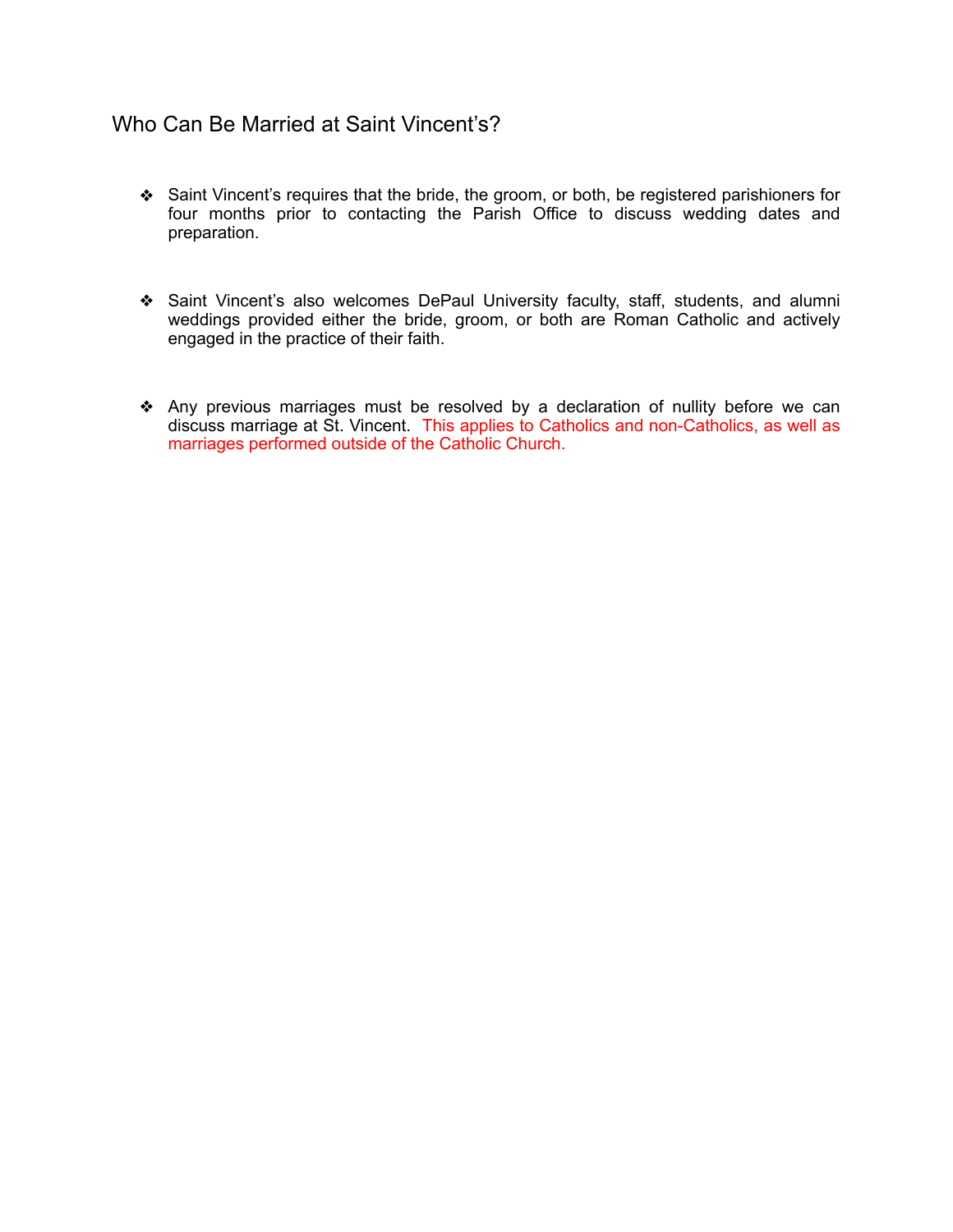## Who Can Be Married at Saint Vincent's?

- Saint Vincent's requires that the bride, the groom, or both, be registered parishioners for four months prior to contacting the Parish Office to discuss wedding dates and preparation.

- Saint Vincent's also welcomes DePaul University faculty, staff, students, and alumni weddings provided either the bride, groom, or both are Roman Catholic and actively engaged in the practice of their faith.

- Any previous marriages must be resolved by a declaration of nullity before we can discuss marriage at St. Vincent. This applies to Catholics and non-Catholics, as well as marriages performed outside of the Catholic Church.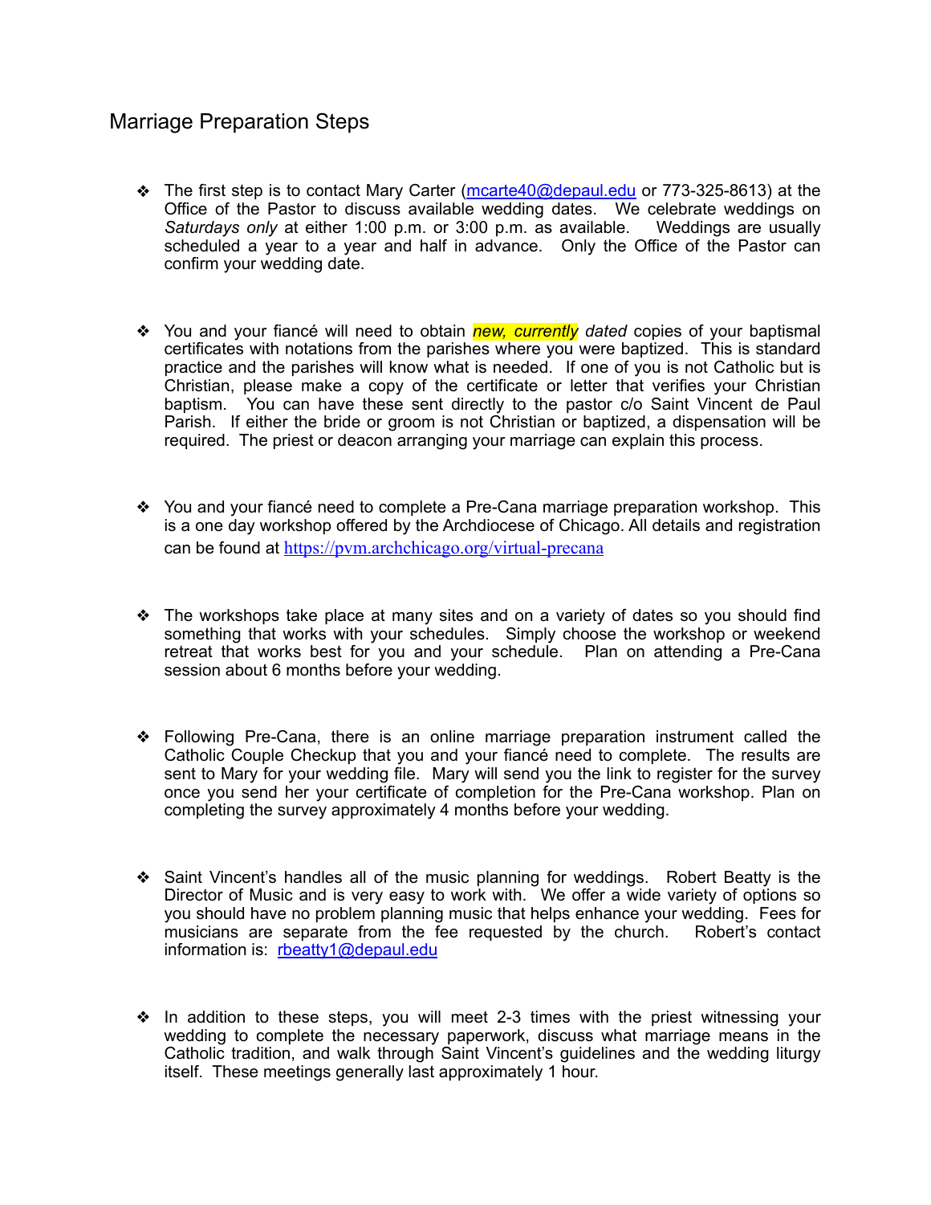# Marriage Preparation Steps

- The first step is to contact Mary Carter (mcarte40@depaul.edu or 773-325-8613) at the Office of the Pastor to discuss available wedding dates. We celebrate weddings on *Saturdays only* at either 1:00 p.m. or 3:00 p.m. as available. Weddings are usually scheduled a year to a year and half in advance. Only the Office of the Pastor can confirm your wedding date.

- You and your fiancé will need to obtain *new, currently dated* copies of your baptismal certificates with notations from the parishes where you were baptized. This is standard practice and the parishes will know what is needed. If one of you is not Catholic but is Christian, please make a copy of the certificate or letter that verifies your Christian baptism. You can have these sent directly to the pastor c/o Saint Vincent de Paul Parish. If either the bride or groom is not Christian or baptized, a dispensation will be required. The priest or deacon arranging your marriage can explain this process.

- You and your fiancé need to complete a Pre-Cana marriage preparation workshop. This is a one day workshop offered by the Archdiocese of Chicago. All details and registration can be found at https://pvm.archchicago.org/virtual-precana

- The workshops take place at many sites and on a variety of dates so you should find something that works with your schedules. Simply choose the workshop or weekend retreat that works best for you and your schedule. Plan on attending a Pre-Cana session about 6 months before your wedding.

- Following Pre-Cana, there is an online marriage preparation instrument called the Catholic Couple Checkup that you and your fiancé need to complete. The results are sent to Mary for your wedding file. Mary will send you the link to register for the survey once you send her your certificate of completion for the Pre-Cana workshop. Plan on completing the survey approximately 4 months before your wedding.

- Saint Vincent's handles all of the music planning for weddings. Robert Beatty is the Director of Music and is very easy to work with. We offer a wide variety of options so you should have no problem planning music that helps enhance your wedding. Fees for musicians are separate from the fee requested by the church. Robert's contact information is: rbeatty1@depaul.edu

- In addition to these steps, you will meet 2-3 times with the priest witnessing your wedding to complete the necessary paperwork, discuss what marriage means in the Catholic tradition, and walk through Saint Vincent's guidelines and the wedding liturgy itself. These meetings generally last approximately 1 hour.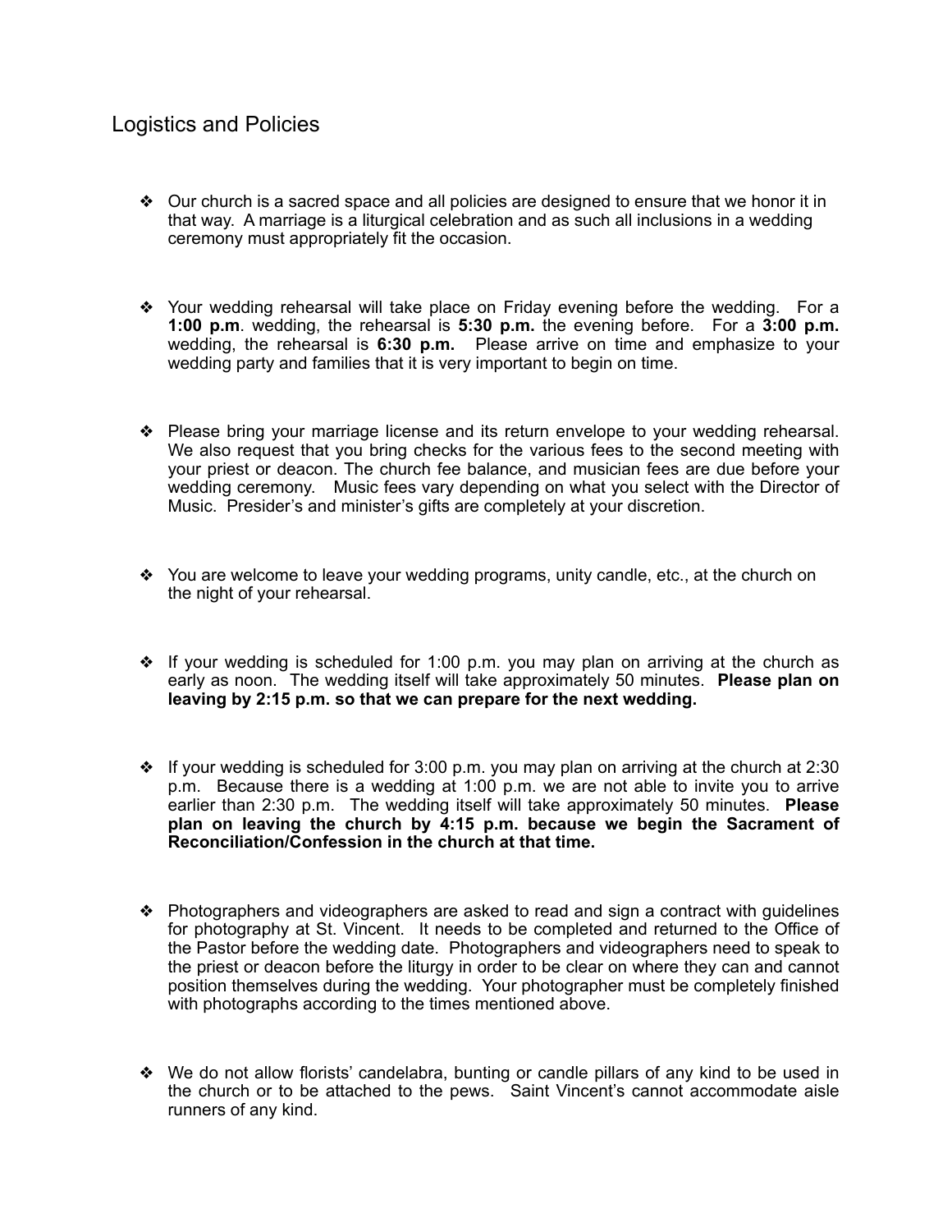# Logistics and Policies

- Our church is a sacred space and all policies are designed to ensure that we honor it in that way. A marriage is a liturgical celebration and as such all inclusions in a wedding ceremony must appropriately fit the occasion.

- Your wedding rehearsal will take place on Friday evening before the wedding. For a **1:00 p.m**. wedding, the rehearsal is **5:30 p.m.** the evening before. For a **3:00 p.m.** wedding, the rehearsal is **6:30 p.m.** Please arrive on time and emphasize to your wedding party and families that it is very important to begin on time.

- Please bring your marriage license and its return envelope to your wedding rehearsal. We also request that you bring checks for the various fees to the second meeting with your priest or deacon. The church fee balance, and musician fees are due before your wedding ceremony. Music fees vary depending on what you select with the Director of Music. Presider's and minister's gifts are completely at your discretion.

- You are welcome to leave your wedding programs, unity candle, etc., at the church on the night of your rehearsal.

- If your wedding is scheduled for 1:00 p.m. you may plan on arriving at the church as early as noon. The wedding itself will take approximately 50 minutes. **Please plan on leaving by 2:15 p.m. so that we can prepare for the next wedding.**

- If your wedding is scheduled for 3:00 p.m. you may plan on arriving at the church at 2:30 p.m. Because there is a wedding at 1:00 p.m. we are not able to invite you to arrive earlier than 2:30 p.m. The wedding itself will take approximately 50 minutes. **Please plan on leaving the church by 4:15 p.m. because we begin the Sacrament of Reconciliation/Confession in the church at that time.**

- Photographers and videographers are asked to read and sign a contract with guidelines for photography at St. Vincent. It needs to be completed and returned to the Office of the Pastor before the wedding date. Photographers and videographers need to speak to the priest or deacon before the liturgy in order to be clear on where they can and cannot position themselves during the wedding. Your photographer must be completely finished with photographs according to the times mentioned above.

- We do not allow florists' candelabra, bunting or candle pillars of any kind to be used in the church or to be attached to the pews. Saint Vincent's cannot accommodate aisle runners of any kind.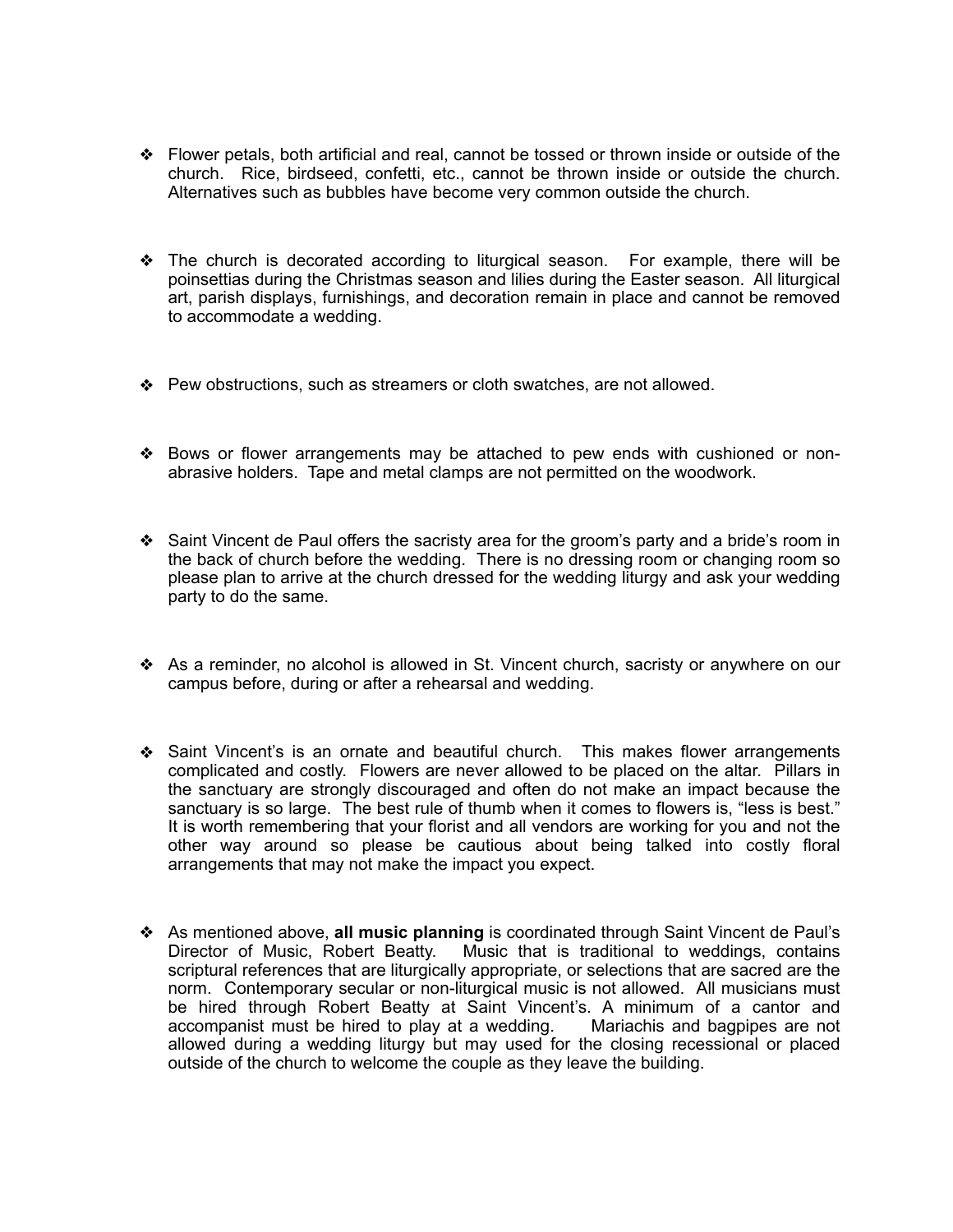- Flower petals, both artificial and real, cannot be tossed or thrown inside or outside of the church. Rice, birdseed, confetti, etc., cannot be thrown inside or outside the church. Alternatives such as bubbles have become very common outside the church.

- The church is decorated according to liturgical season. For example, there will be poinsettias during the Christmas season and lilies during the Easter season. All liturgical art, parish displays, furnishings, and decoration remain in place and cannot be removed to accommodate a wedding.

- Pew obstructions, such as streamers or cloth swatches, are not allowed.

- Bows or flower arrangements may be attached to pew ends with cushioned or non-abrasive holders. Tape and metal clamps are not permitted on the woodwork.

- Saint Vincent de Paul offers the sacristy area for the groom's party and a bride's room in the back of church before the wedding. There is no dressing room or changing room so please plan to arrive at the church dressed for the wedding liturgy and ask your wedding party to do the same.

- As a reminder, no alcohol is allowed in St. Vincent church, sacristy or anywhere on our campus before, during or after a rehearsal and wedding.

- Saint Vincent's is an ornate and beautiful church. This makes flower arrangements complicated and costly. Flowers are never allowed to be placed on the altar. Pillars in the sanctuary are strongly discouraged and often do not make an impact because the sanctuary is so large. The best rule of thumb when it comes to flowers is, "less is best." It is worth remembering that your florist and all vendors are working for you and not the other way around so please be cautious about being talked into costly floral arrangements that may not make the impact you expect.

- As mentioned above, **all music planning** is coordinated through Saint Vincent de Paul's Director of Music, Robert Beatty. Music that is traditional to weddings, contains scriptural references that are liturgically appropriate, or selections that are sacred are the norm. Contemporary secular or non-liturgical music is not allowed. All musicians must be hired through Robert Beatty at Saint Vincent's. A minimum of a cantor and accompanist must be hired to play at a wedding. Mariachis and bagpipes are not allowed during a wedding liturgy but may used for the closing recessional or placed outside of the church to welcome the couple as they leave the building.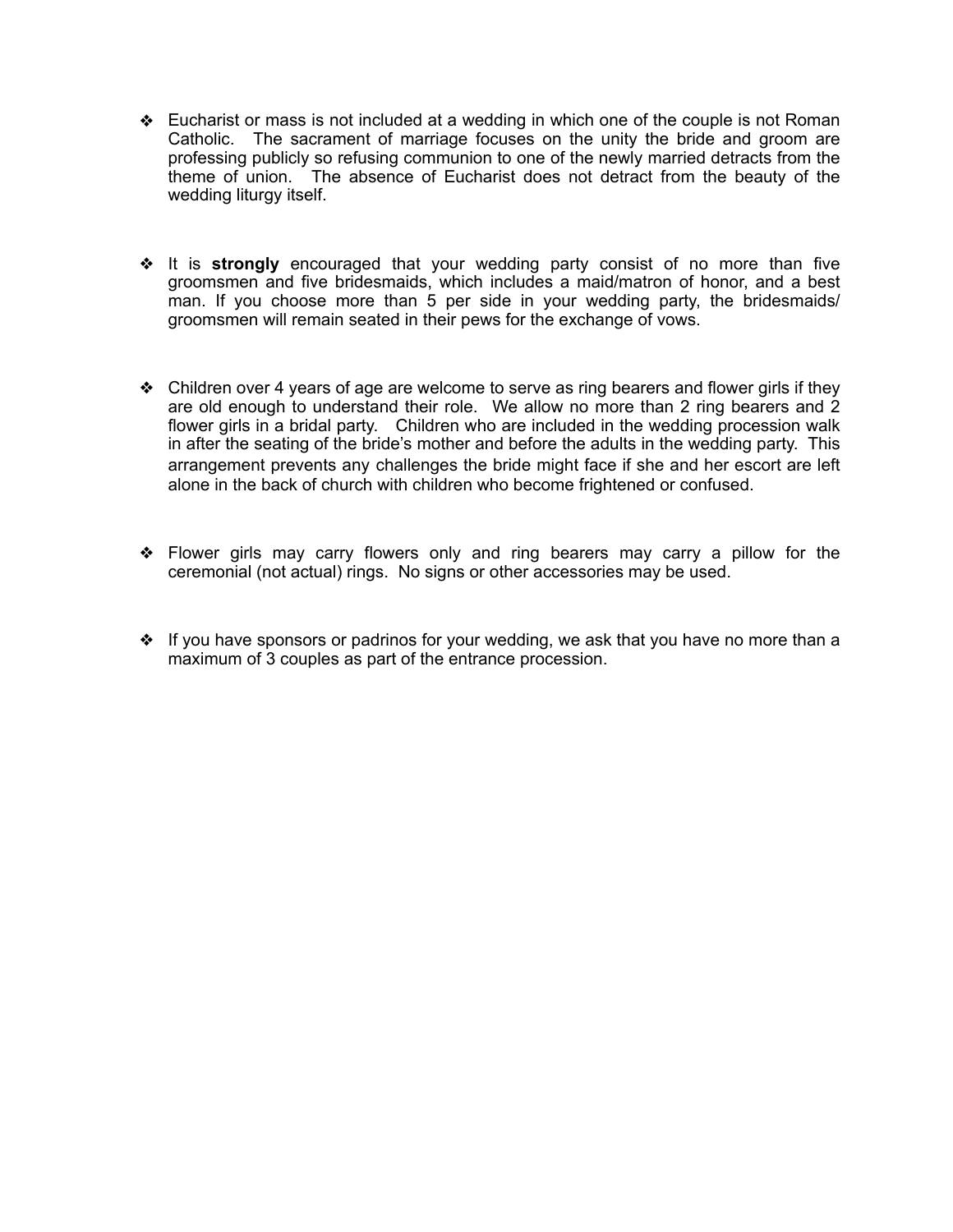- Eucharist or mass is not included at a wedding in which one of the couple is not Roman Catholic. The sacrament of marriage focuses on the unity the bride and groom are professing publicly so refusing communion to one of the newly married detracts from the theme of union. The absence of Eucharist does not detract from the beauty of the wedding liturgy itself.

- It is **strongly** encouraged that your wedding party consist of no more than five groomsmen and five bridesmaids, which includes a maid/matron of honor, and a best man. If you choose more than 5 per side in your wedding party, the bridesmaids/ groomsmen will remain seated in their pews for the exchange of vows.

- Children over 4 years of age are welcome to serve as ring bearers and flower girls if they are old enough to understand their role. We allow no more than 2 ring bearers and 2 flower girls in a bridal party. Children who are included in the wedding procession walk in after the seating of the bride's mother and before the adults in the wedding party. This arrangement prevents any challenges the bride might face if she and her escort are left alone in the back of church with children who become frightened or confused.

- Flower girls may carry flowers only and ring bearers may carry a pillow for the ceremonial (not actual) rings. No signs or other accessories may be used.

- If you have sponsors or padrinos for your wedding, we ask that you have no more than a maximum of 3 couples as part of the entrance procession.